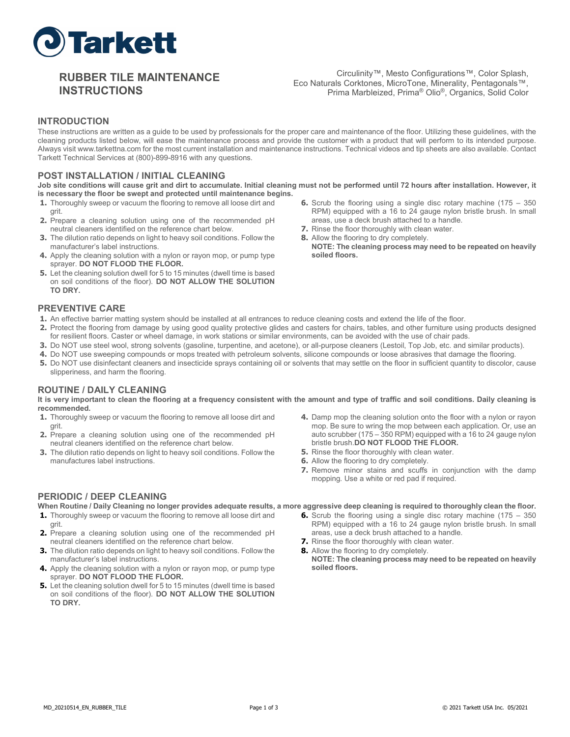# RUBBER TILE MAINTENANCE INSTRUCTIONS

Circulinity™, Mesto Configurations™, Color Splash, Eco Naturals Corktones, MicroTone, Minerality, Pentagonals™, Prima Marbleized, Prima® Olio®, Organics, Solid Color

## INTRODUCTION

These instructions are written as a guide to be used by professionals for the proper care and maintenance of the floor. Utilizing these guidelines, with the cleaning products listed below, will ease the maintenance process and provide the customer with a product that will perform to its intended purpose. Always visit www.tarkettna.com for the most current installation and maintenance instructions. Technical videos and tip sheets are also available. Contact Tarkett Technical Services at (800)-899-8916 with any questions.

## POST INSTALLATION / INITIAL CLEANING

**Job site conditions will cause grit and dirt to accumulate. Initial cleaning must not be performed until 72 hours after installation. However, it is necessary the floor be swept and protected until maintenance begins.**

1. Thoroughly sweep or vacuum the flooring to remove all loose dirt and grit.
2. Prepare a cleaning solution using one of the recommended pH neutral cleaners identified on the reference chart below.
3. The dilution ratio depends on light to heavy soil conditions. Follow the manufacturer's label instructions.
4. Apply the cleaning solution with a nylon or rayon mop, or pump type sprayer. **DO NOT FLOOD THE FLOOR.**
5. Let the cleaning solution dwell for 5 to 15 minutes (dwell time is based on soil conditions of the floor). **DO NOT ALLOW THE SOLUTION TO DRY.**
6. Scrub the flooring using a single disc rotary machine (175 – 350 RPM) equipped with a 16 to 24 gauge nylon bristle brush. In small areas, use a deck brush attached to a handle.
7. Rinse the floor thoroughly with clean water.
8. Allow the flooring to dry completely.
   **NOTE: The cleaning process may need to be repeated on heavily soiled floors.**

## PREVENTIVE CARE

1. An effective barrier matting system should be installed at all entrances to reduce cleaning costs and extend the life of the floor.
2. Protect the flooring from damage by using good quality protective glides and casters for chairs, tables, and other furniture using products designed for resilient floors. Caster or wheel damage, in work stations or similar environments, can be avoided with the use of chair pads.
3. Do NOT use steel wool, strong solvents (gasoline, turpentine, and acetone), or all-purpose cleaners (Lestoil, Top Job, etc. and similar products).
4. Do NOT use sweeping compounds or mops treated with petroleum solvents, silicone compounds or loose abrasives that damage the flooring.
5. Do NOT use disinfectant cleaners and insecticide sprays containing oil or solvents that may settle on the floor in sufficient quantity to discolor, cause slipperiness, and harm the flooring.

## ROUTINE / DAILY CLEANING

**It is very important to clean the flooring at a frequency consistent with the amount and type of traffic and soil conditions. Daily cleaning is recommended.**

1. Thoroughly sweep or vacuum the flooring to remove all loose dirt and grit.
2. Prepare a cleaning solution using one of the recommended pH neutral cleaners identified on the reference chart below.
3. The dilution ratio depends on light to heavy soil conditions. Follow the manufactures label instructions.
4. Damp mop the cleaning solution onto the floor with a nylon or rayon mop. Be sure to wring the mop between each application. Or, use an auto scrubber (175 – 350 RPM) equipped with a 16 to 24 gauge nylon bristle brush.**DO NOT FLOOD THE FLOOR.**
5. Rinse the floor thoroughly with clean water.
6. Allow the flooring to dry completely.
7. Remove minor stains and scuffs in conjunction with the damp mopping. Use a white or red pad if required.

## PERIODIC / DEEP CLEANING

**When Routine / Daily Cleaning no longer provides adequate results, a more aggressive deep cleaning is required to thoroughly clean the floor.**

1. Thoroughly sweep or vacuum the flooring to remove all loose dirt and grit.
2. Prepare a cleaning solution using one of the recommended pH neutral cleaners identified on the reference chart below.
3. The dilution ratio depends on light to heavy soil conditions. Follow the manufacturer's label instructions.
4. Apply the cleaning solution with a nylon or rayon mop, or pump type sprayer. **DO NOT FLOOD THE FLOOR.**
5. Let the cleaning solution dwell for 5 to 15 minutes (dwell time is based on soil conditions of the floor). **DO NOT ALLOW THE SOLUTION TO DRY.**
6. Scrub the flooring using a single disc rotary machine (175 – 350 RPM) equipped with a 16 to 24 gauge nylon bristle brush. In small areas, use a deck brush attached to a handle.
7. Rinse the floor thoroughly with clean water.
8. Allow the flooring to dry completely.
   **NOTE: The cleaning process may need to be repeated on heavily soiled floors.**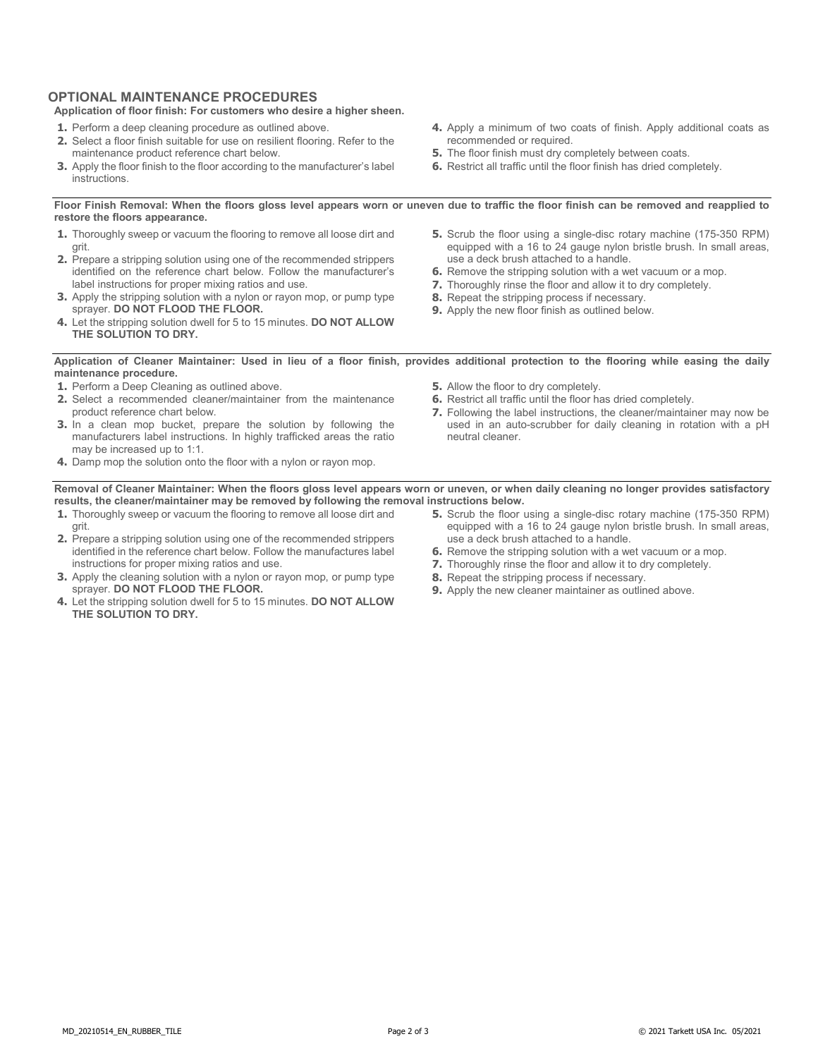## OPTIONAL MAINTENANCE PROCEDURES

**Application of floor finish: For customers who desire a higher sheen.**

1. Perform a deep cleaning procedure as outlined above.
2. Select a floor finish suitable for use on resilient flooring. Refer to the maintenance product reference chart below.
3. Apply the floor finish to the floor according to the manufacturer's label instructions.
4. Apply a minimum of two coats of finish. Apply additional coats as recommended or required.
5. The floor finish must dry completely between coats.
6. Restrict all traffic until the floor finish has dried completely.

**Floor Finish Removal: When the floors gloss level appears worn or uneven due to traffic the floor finish can be removed and reapplied to restore the floors appearance.**

1. Thoroughly sweep or vacuum the flooring to remove all loose dirt and grit.
2. Prepare a stripping solution using one of the recommended strippers identified on the reference chart below. Follow the manufacturer's label instructions for proper mixing ratios and use.
3. Apply the stripping solution with a nylon or rayon mop, or pump type sprayer. **DO NOT FLOOD THE FLOOR.**
4. Let the stripping solution dwell for 5 to 15 minutes. **DO NOT ALLOW THE SOLUTION TO DRY.**
5. Scrub the floor using a single-disc rotary machine (175-350 RPM) equipped with a 16 to 24 gauge nylon bristle brush. In small areas, use a deck brush attached to a handle.
6. Remove the stripping solution with a wet vacuum or a mop.
7. Thoroughly rinse the floor and allow it to dry completely.
8. Repeat the stripping process if necessary.
9. Apply the new floor finish as outlined below.

**Application of Cleaner Maintainer: Used in lieu of a floor finish, provides additional protection to the flooring while easing the daily maintenance procedure.**

1. Perform a Deep Cleaning as outlined above.
2. Select a recommended cleaner/maintainer from the maintenance product reference chart below.
3. In a clean mop bucket, prepare the solution by following the manufacturers label instructions. In highly trafficked areas the ratio may be increased up to 1:1.
4. Damp mop the solution onto the floor with a nylon or rayon mop.
5. Allow the floor to dry completely.
6. Restrict all traffic until the floor has dried completely.
7. Following the label instructions, the cleaner/maintainer may now be used in an auto-scrubber for daily cleaning in rotation with a pH neutral cleaner.

**Removal of Cleaner Maintainer: When the floors gloss level appears worn or uneven, or when daily cleaning no longer provides satisfactory results, the cleaner/maintainer may be removed by following the removal instructions below.**

1. Thoroughly sweep or vacuum the flooring to remove all loose dirt and grit.
2. Prepare a stripping solution using one of the recommended strippers identified in the reference chart below. Follow the manufactures label instructions for proper mixing ratios and use.
3. Apply the cleaning solution with a nylon or rayon mop, or pump type sprayer. **DO NOT FLOOD THE FLOOR.**
4. Let the stripping solution dwell for 5 to 15 minutes. **DO NOT ALLOW THE SOLUTION TO DRY.**
5. Scrub the floor using a single-disc rotary machine (175-350 RPM) equipped with a 16 to 24 gauge nylon bristle brush. In small areas, use a deck brush attached to a handle.
6. Remove the stripping solution with a wet vacuum or a mop.
7. Thoroughly rinse the floor and allow it to dry completely.
8. Repeat the stripping process if necessary.
9. Apply the new cleaner maintainer as outlined above.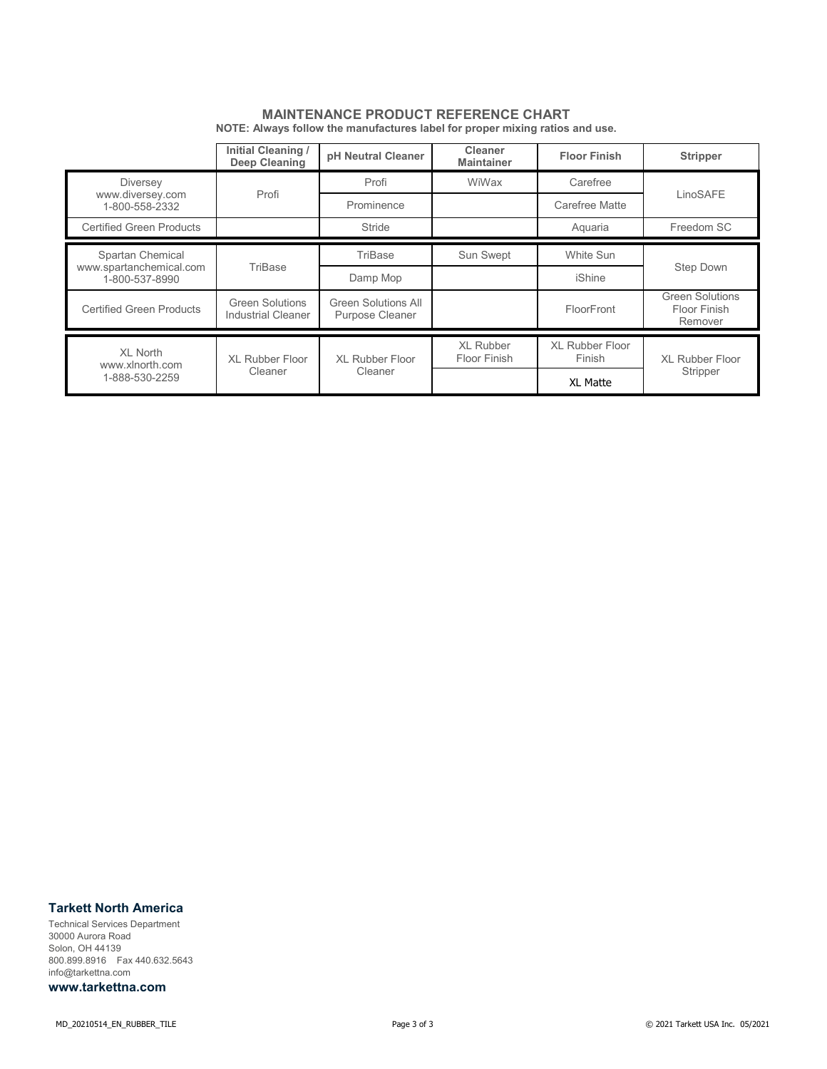## MAINTENANCE PRODUCT REFERENCE CHART

**NOTE: Always follow the manufactures label for proper mixing ratios and use.**

| | Initial Cleaning / Deep Cleaning | pH Neutral Cleaner | Cleaner Maintainer | Floor Finish | Stripper |
|---|---|---|---|---|---|
| Diversey www.diversey.com 1-800-558-2332 | Profi | Profi | WiWax | Carefree | LinoSAFE |
| | | Prominence | | Carefree Matte | |
| Certified Green Products | | Stride | | Aquaria | Freedom SC |
| Spartan Chemical www.spartanchemical.com 1-800-537-8990 | TriBase | TriBase | Sun Swept | White Sun | Step Down |
| | | Damp Mop | | iShine | |
| Certified Green Products | Green Solutions Industrial Cleaner | Green Solutions All Purpose Cleaner | | FloorFront | Green Solutions Floor Finish Remover |
| XL North www.xlnorth.com 1-888-530-2259 | XL Rubber Floor Cleaner | XL Rubber Floor Cleaner | XL Rubber Floor Finish | XL Rubber Floor Finish | XL Rubber Floor Stripper |
| | | | | XL Matte | |

**Tarkett North America**

Technical Services Department
30000 Aurora Road
Solon, OH 44139
800.899.8916 Fax 440.632.5643
info@tarkettna.com

**www.tarkettna.com**

MD_20210514_EN_RUBBER_TILE

© 2021 Tarkett USA Inc. 05/2021